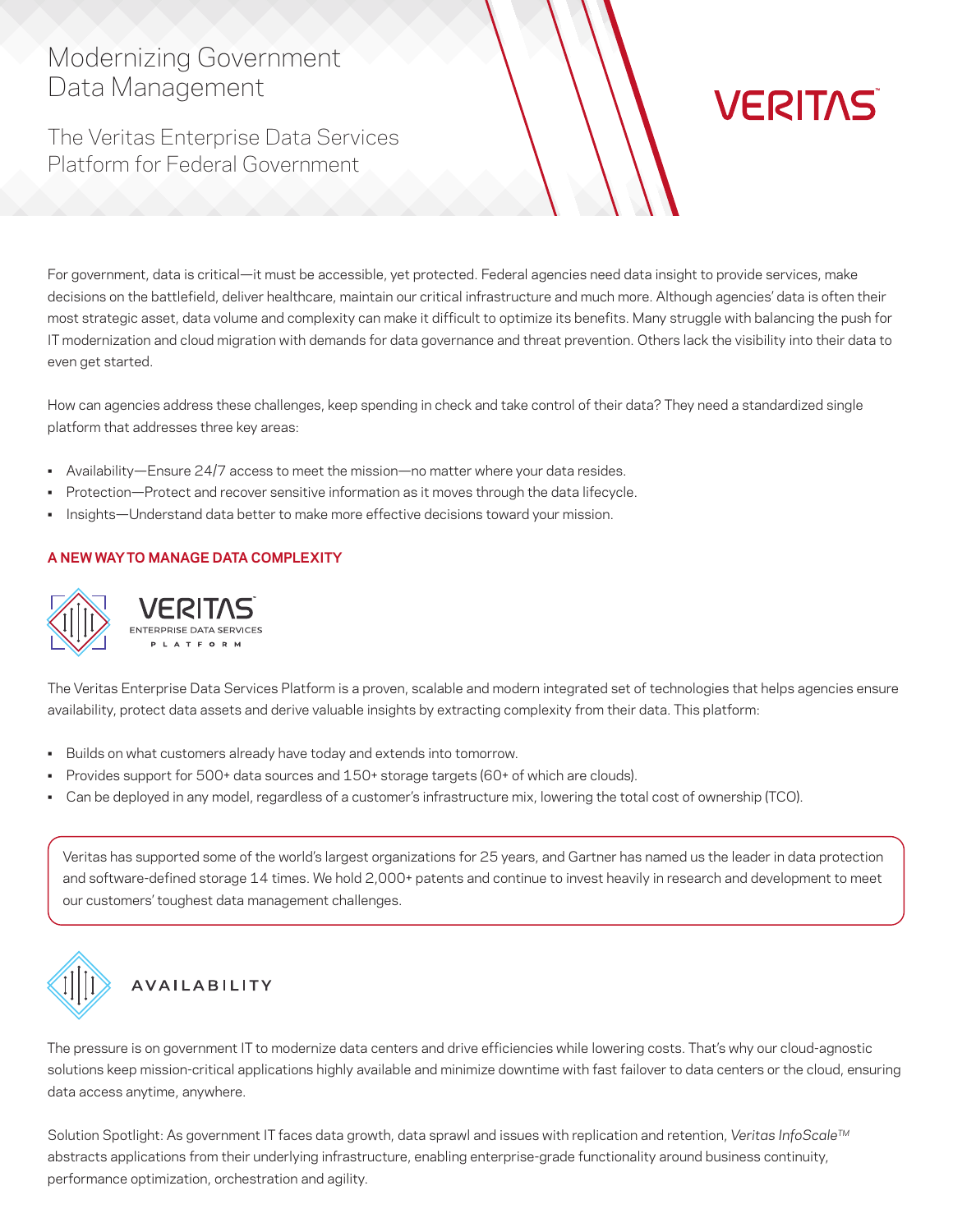# Modernizing Government Data Management

## The Veritas Enterprise Data Services Platform for Federal Government

For government, data is critical—it must be accessible, yet protected. Federal agencies need data insight to provide services, make decisions on the battlefield, deliver healthcare, maintain our critical infrastructure and much more. Although agencies' data is often their most strategic asset, data volume and complexity can make it difficult to optimize its benefits. Many struggle with balancing the push for IT modernization and cloud migration with demands for data governance and threat prevention. Others lack the visibility into their data to even get started.

How can agencies address these challenges, keep spending in check and take control of their data? They need a standardized single platform that addresses three key areas:

- Availability—Ensure 24/7 access to meet the mission—no matter where your data resides.
- Protection—Protect and recover sensitive information as it moves through the data lifecycle.
- Insights—Understand data better to make more effective decisions toward your mission.

### A NEW WAY TO MANAGE DATA COMPLEXITY

VERITAS ENTERPRISE DATA SERVICES PLATFORM

The Veritas Enterprise Data Services Platform is a proven, scalable and modern integrated set of technologies that helps agencies ensure availability, protect data assets and derive valuable insights by extracting complexity from their data. This platform:

- Builds on what customers already have today and extends into tomorrow.
- Provides support for 500+ data sources and 150+ storage targets (60+ of which are clouds).
- Can be deployed in any model, regardless of a customer's infrastructure mix, lowering the total cost of ownership (TCO).

Veritas has supported some of the world's largest organizations for 25 years, and Gartner has named us the leader in data protection and software-defined storage 14 times. We hold 2,000+ patents and continue to invest heavily in research and development to meet our customers' toughest data management challenges.

### AVAILABILITY

The pressure is on government IT to modernize data centers and drive efficiencies while lowering costs. That's why our cloud-agnostic solutions keep mission-critical applications highly available and minimize downtime with fast failover to data centers or the cloud, ensuring data access anytime, anywhere.

Solution Spotlight: As government IT faces data growth, data sprawl and issues with replication and retention, *Veritas InfoScale™* abstracts applications from their underlying infrastructure, enabling enterprise-grade functionality around business continuity, performance optimization, orchestration and agility.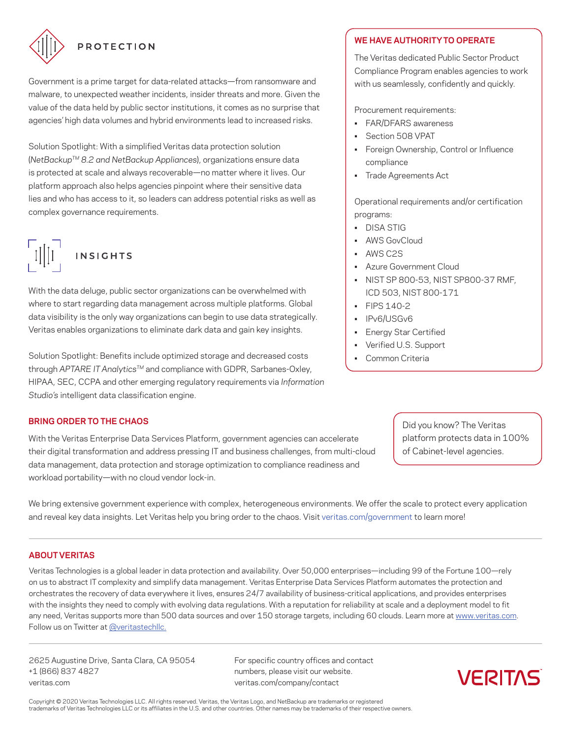## PROTECTION

Government is a prime target for data-related attacks—from ransomware and malware, to unexpected weather incidents, insider threats and more. Given the value of the data held by public sector institutions, it comes as no surprise that agencies' high data volumes and hybrid environments lead to increased risks.

Solution Spotlight: With a simplified Veritas data protection solution (*NetBackup™ 8.2 and NetBackup Appliances*), organizations ensure data is protected at scale and always recoverable—no matter where it lives. Our platform approach also helps agencies pinpoint where their sensitive data lies and who has access to it, so leaders can address potential risks as well as complex governance requirements.

## INSIGHTS

With the data deluge, public sector organizations can be overwhelmed with where to start regarding data management across multiple platforms. Global data visibility is the only way organizations can begin to use data strategically. Veritas enables organizations to eliminate dark data and gain key insights.

Solution Spotlight: Benefits include optimized storage and decreased costs through *APTARE IT Analytics™* and compliance with GDPR, Sarbanes-Oxley, HIPAA, SEC, CCPA and other emerging regulatory requirements via *Information Studio's* intelligent data classification engine.

### WE HAVE AUTHORITY TO OPERATE

The Veritas dedicated Public Sector Product Compliance Program enables agencies to work with us seamlessly, confidently and quickly.

Procurement requirements:

- FAR/DFARS awareness
- Section 508 VPAT
- Foreign Ownership, Control or Influence compliance
- Trade Agreements Act

Operational requirements and/or certification programs:

- DISA STIG
- AWS GovCloud
- AWS C2S
- Azure Government Cloud
- NIST SP 800-53, NIST SP800-37 RMF, ICD 503, NIST 800-171
- FIPS 140-2
- IPv6/USGv6
- Energy Star Certified
- Verified U.S. Support
- Common Criteria

### BRING ORDER TO THE CHAOS

With the Veritas Enterprise Data Services Platform, government agencies can accelerate their digital transformation and address pressing IT and business challenges, from multi-cloud data management, data protection and storage optimization to compliance readiness and workload portability—with no cloud vendor lock-in.

Did you know? The Veritas platform protects data in 100% of Cabinet-level agencies.

We bring extensive government experience with complex, heterogeneous environments. We offer the scale to protect every application and reveal key data insights. Let Veritas help you bring order to the chaos. Visit veritas.com/government to learn more!

### ABOUT VERITAS

Veritas Technologies is a global leader in data protection and availability. Over 50,000 enterprises—including 99 of the Fortune 100—rely on us to abstract IT complexity and simplify data management. Veritas Enterprise Data Services Platform automates the protection and orchestrates the recovery of data everywhere it lives, ensures 24/7 availability of business-critical applications, and provides enterprises with the insights they need to comply with evolving data regulations. With a reputation for reliability at scale and a deployment model to fit any need, Veritas supports more than 500 data sources and over 150 storage targets, including 60 clouds. Learn more at www.veritas.com. Follow us on Twitter at @veritastechllc.

2625 Augustine Drive, Santa Clara, CA 95054
+1 (866) 837 4827
veritas.com

For specific country offices and contact numbers, please visit our website.
veritas.com/company/contact

VERITAS

Copyright © 2020 Veritas Technologies LLC. All rights reserved. Veritas, the Veritas Logo, and NetBackup are trademarks or registered trademarks of Veritas Technologies LLC or its affiliates in the U.S. and other countries. Other names may be trademarks of their respective owners.